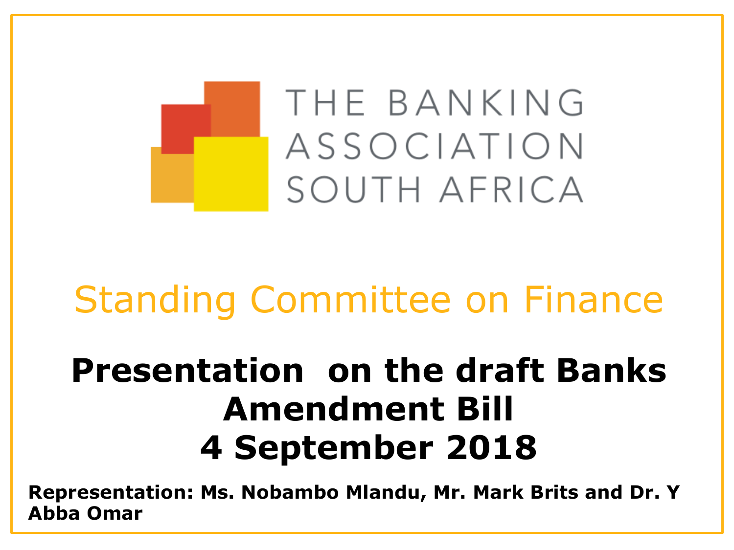THE BANKING ASSOCIATION SOUTH AFRICA

## Standing Committee on Finance

# Presentation on the draft Banks Amendment Bill 4 September 2018

**Representation: Ms. Nobambo Mlandu, Mr. Mark Brits and Dr. Y Abba Omar**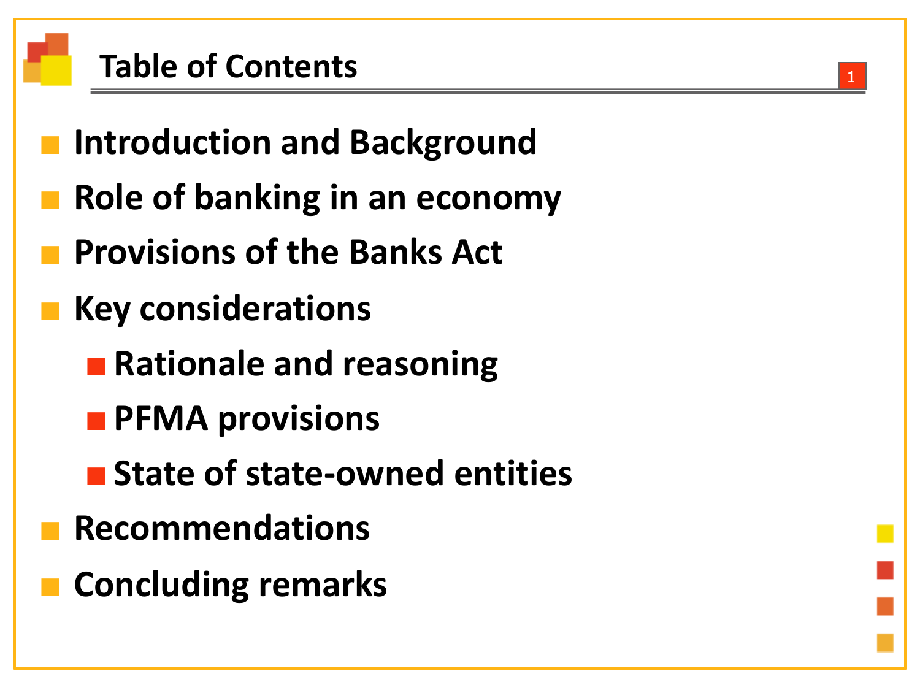## Table of Contents

- **Introduction and Background**
- **Role of banking in an economy**
- **Provisions of the Banks Act**
- **Key considerations**
  - **Rationale and reasoning**
  - **PFMA provisions**
  - **State of state-owned entities**
- **Recommendations**
- **Concluding remarks**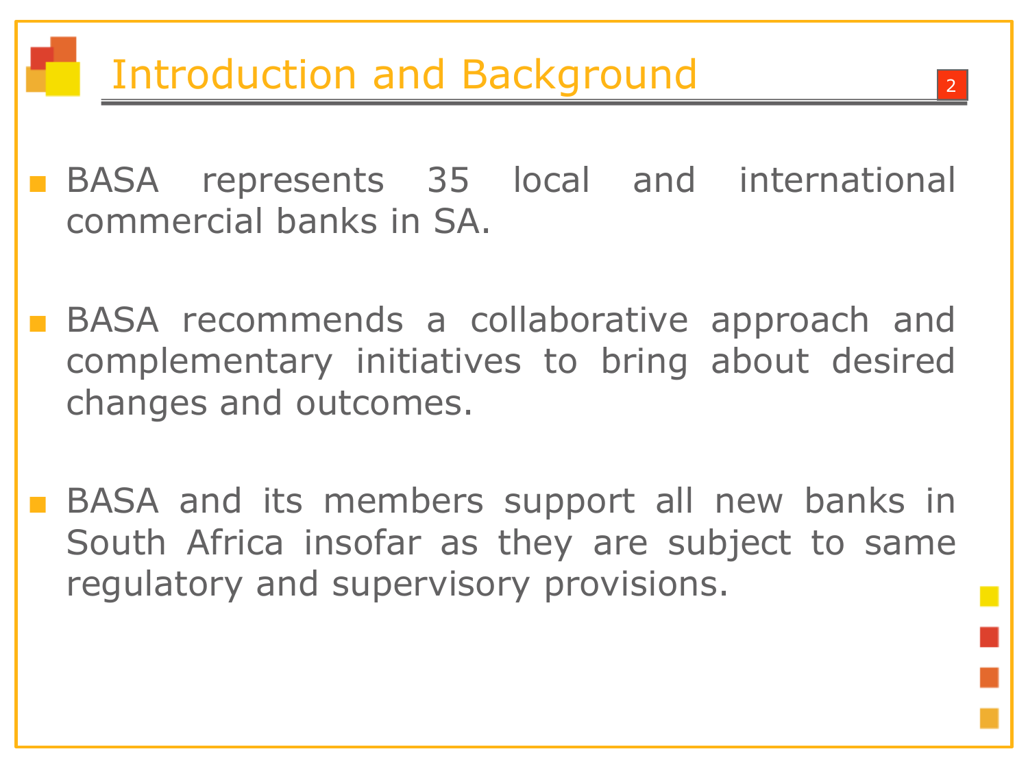# Introduction and Background

- BASA represents 35 local and international commercial banks in SA.
- BASA recommends a collaborative approach and complementary initiatives to bring about desired changes and outcomes.
- BASA and its members support all new banks in South Africa insofar as they are subject to same regulatory and supervisory provisions.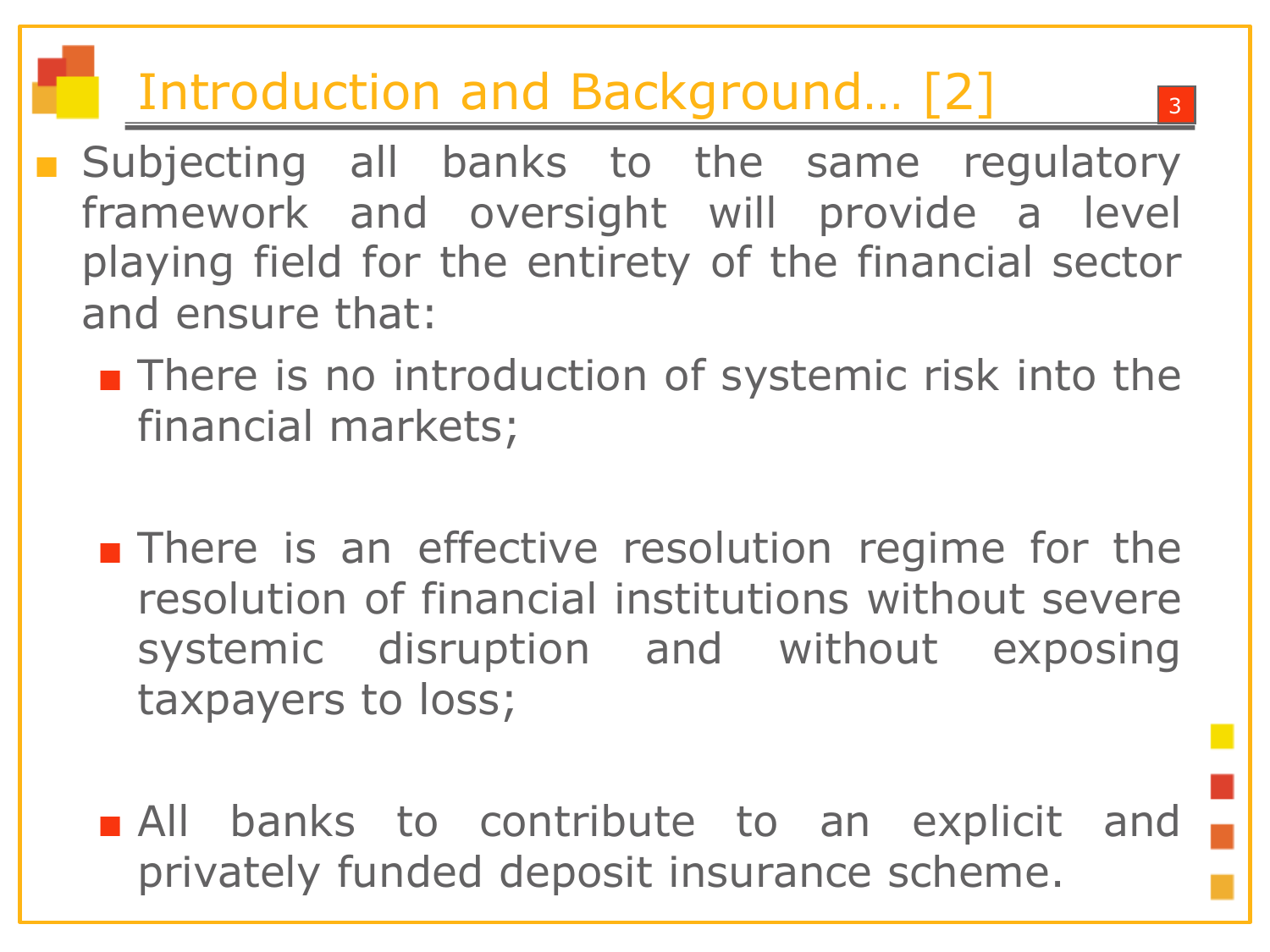# Introduction and Background… [2]

- Subjecting all banks to the same regulatory framework and oversight will provide a level playing field for the entirety of the financial sector and ensure that:
  - There is no introduction of systemic risk into the financial markets;
  - There is an effective resolution regime for the resolution of financial institutions without severe systemic disruption and without exposing taxpayers to loss;
  - All banks to contribute to an explicit and privately funded deposit insurance scheme.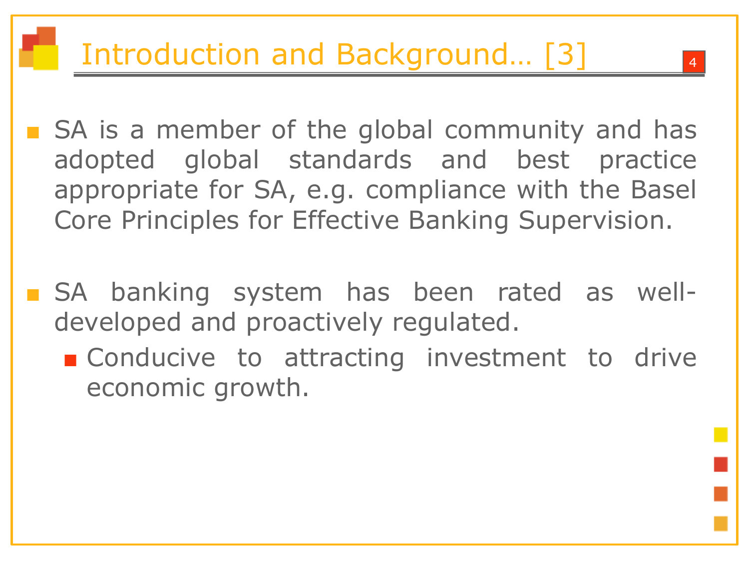# Introduction and Background… [3]

- SA is a member of the global community and has adopted global standards and best practice appropriate for SA, e.g. compliance with the Basel Core Principles for Effective Banking Supervision.

- SA banking system has been rated as well-developed and proactively regulated.
  - Conducive to attracting investment to drive economic growth.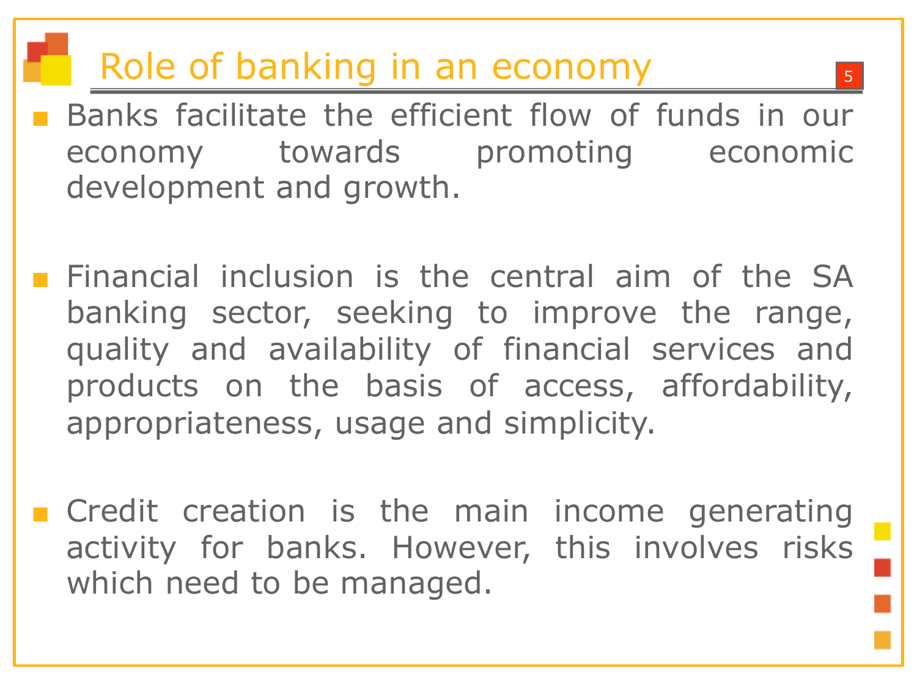# Role of banking in an economy

- Banks facilitate the efficient flow of funds in our economy towards promoting economic development and growth.

- Financial inclusion is the central aim of the SA banking sector, seeking to improve the range, quality and availability of financial services and products on the basis of access, affordability, appropriateness, usage and simplicity.

- Credit creation is the main income generating activity for banks. However, this involves risks which need to be managed.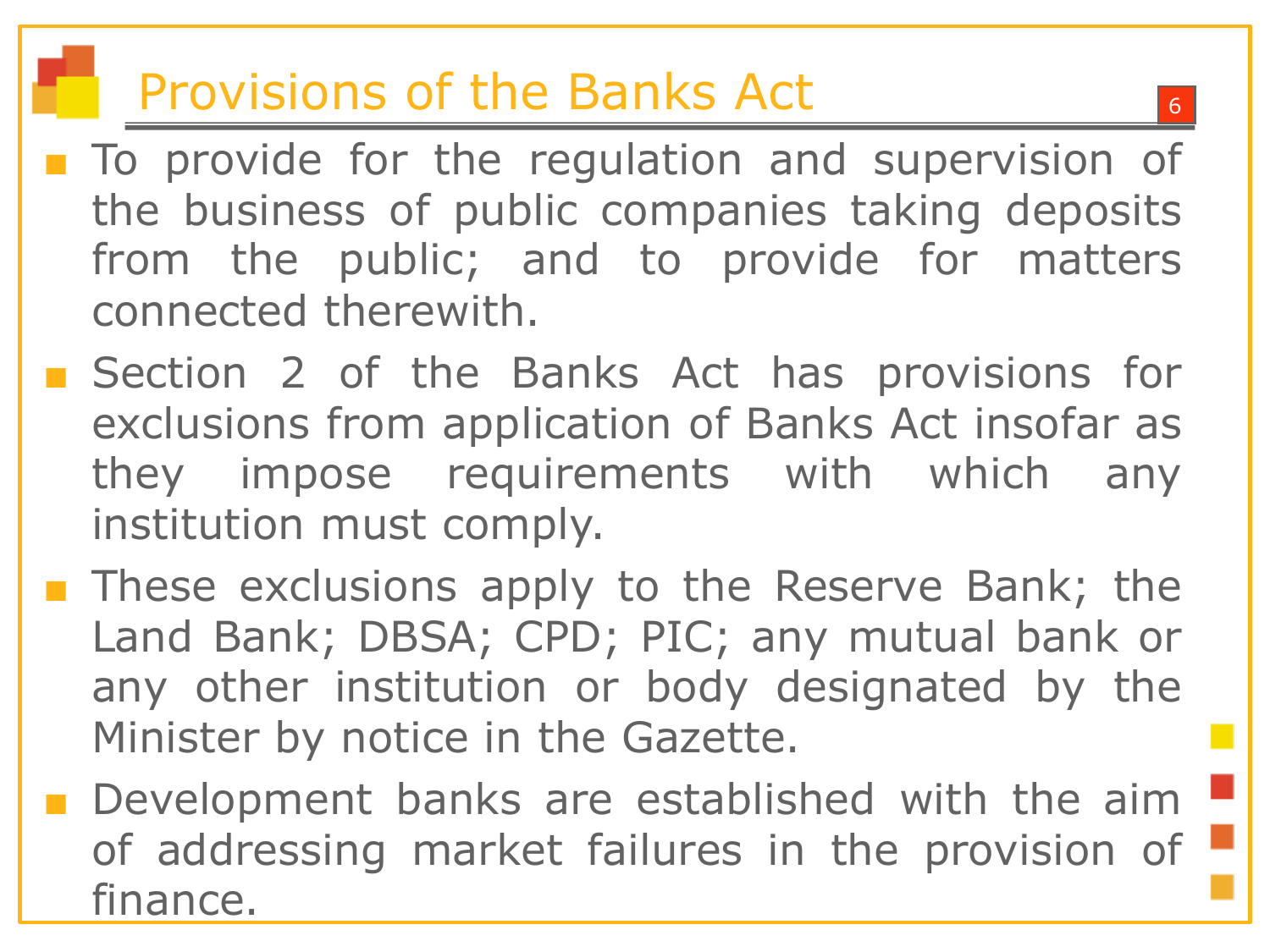# Provisions of the Banks Act

- To provide for the regulation and supervision of the business of public companies taking deposits from the public; and to provide for matters connected therewith.
- Section 2 of the Banks Act has provisions for exclusions from application of Banks Act insofar as they impose requirements with which any institution must comply.
- These exclusions apply to the Reserve Bank; the Land Bank; DBSA; CPD; PIC; any mutual bank or any other institution or body designated by the Minister by notice in the Gazette.
- Development banks are established with the aim of addressing market failures in the provision of finance.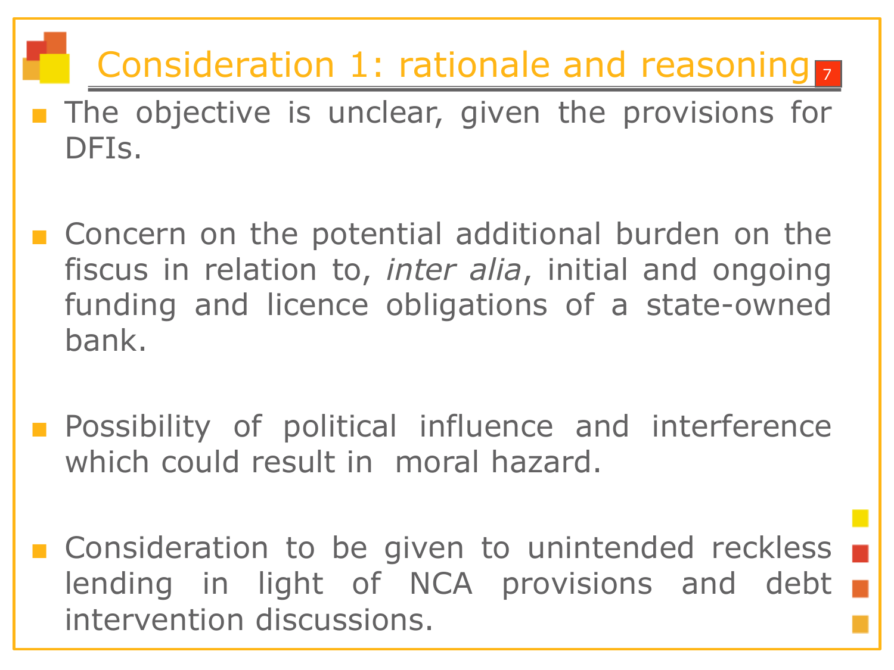# Consideration 1: rationale and reasoning

- The objective is unclear, given the provisions for DFIs.

- Concern on the potential additional burden on the fiscus in relation to, *inter alia*, initial and ongoing funding and licence obligations of a state-owned bank.

- Possibility of political influence and interference which could result in moral hazard.

- Consideration to be given to unintended reckless lending in light of NCA provisions and debt intervention discussions.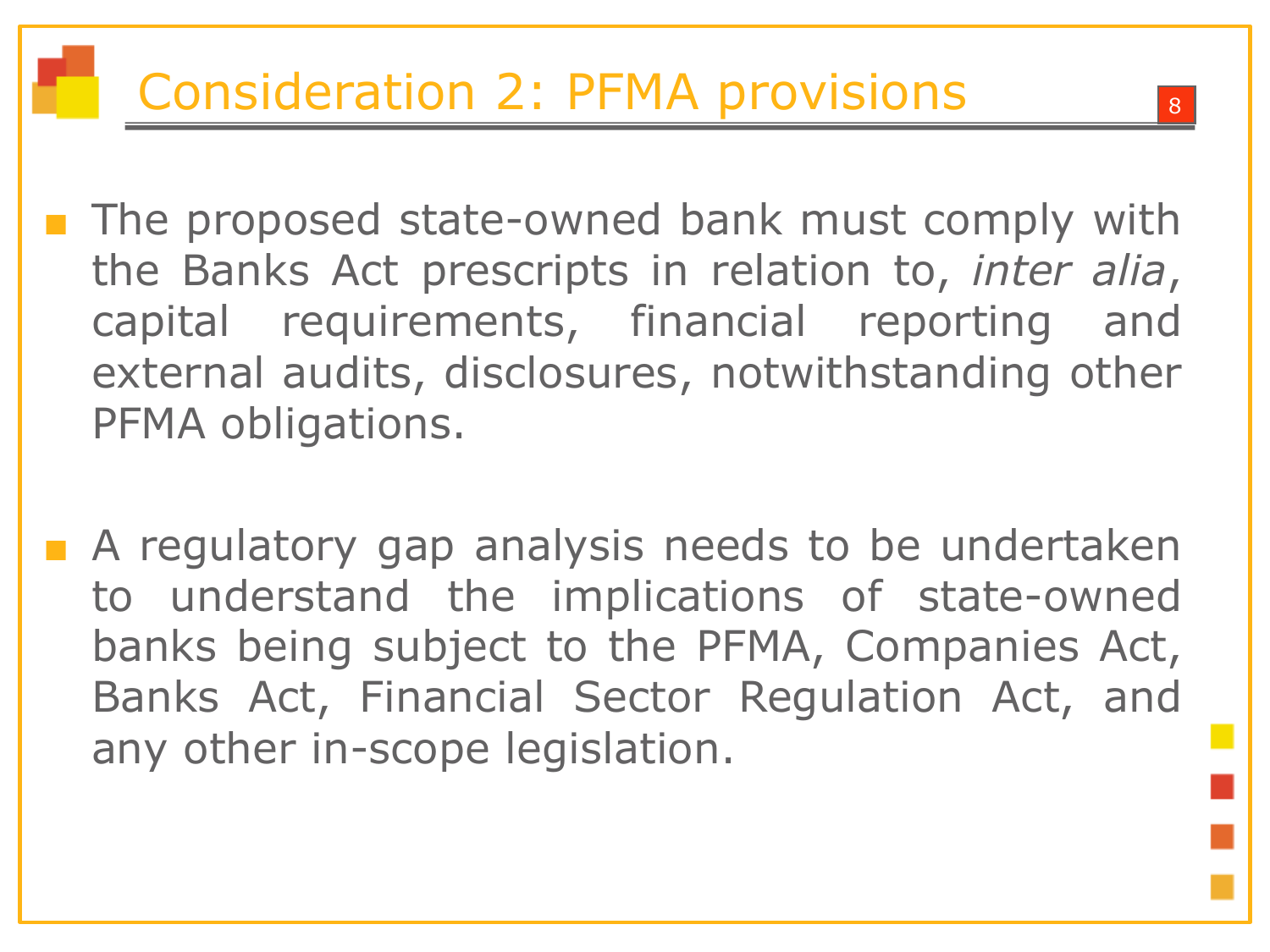# Consideration 2: PFMA provisions

- The proposed state-owned bank must comply with the Banks Act prescripts in relation to, *inter alia*, capital requirements, financial reporting and external audits, disclosures, notwithstanding other PFMA obligations.

- A regulatory gap analysis needs to be undertaken to understand the implications of state-owned banks being subject to the PFMA, Companies Act, Banks Act, Financial Sector Regulation Act, and any other in-scope legislation.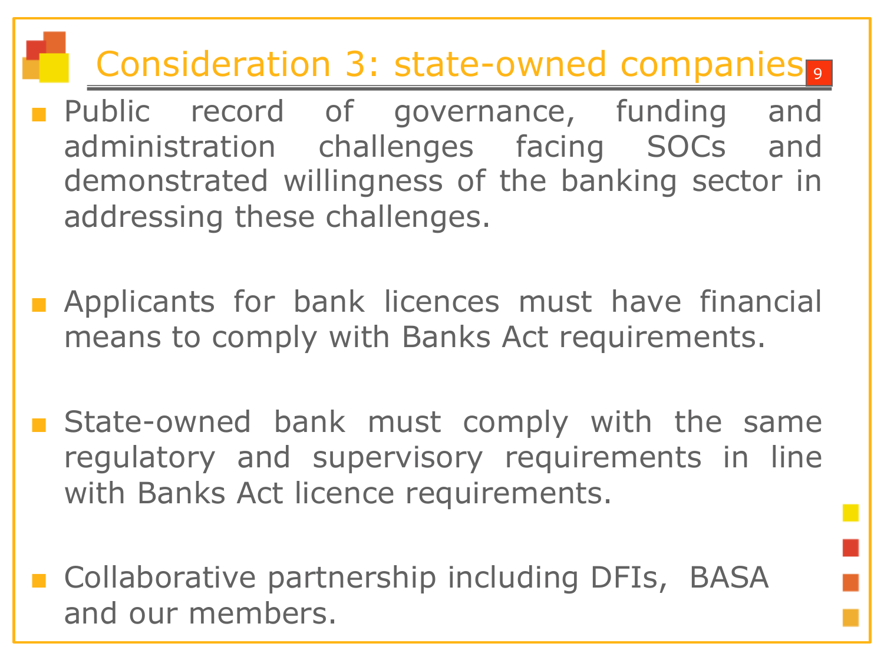# Consideration 3: state-owned companies

- Public record of governance, funding and administration challenges facing SOCs and demonstrated willingness of the banking sector in addressing these challenges.

- Applicants for bank licences must have financial means to comply with Banks Act requirements.

- State-owned bank must comply with the same regulatory and supervisory requirements in line with Banks Act licence requirements.

- Collaborative partnership including DFIs, BASA and our members.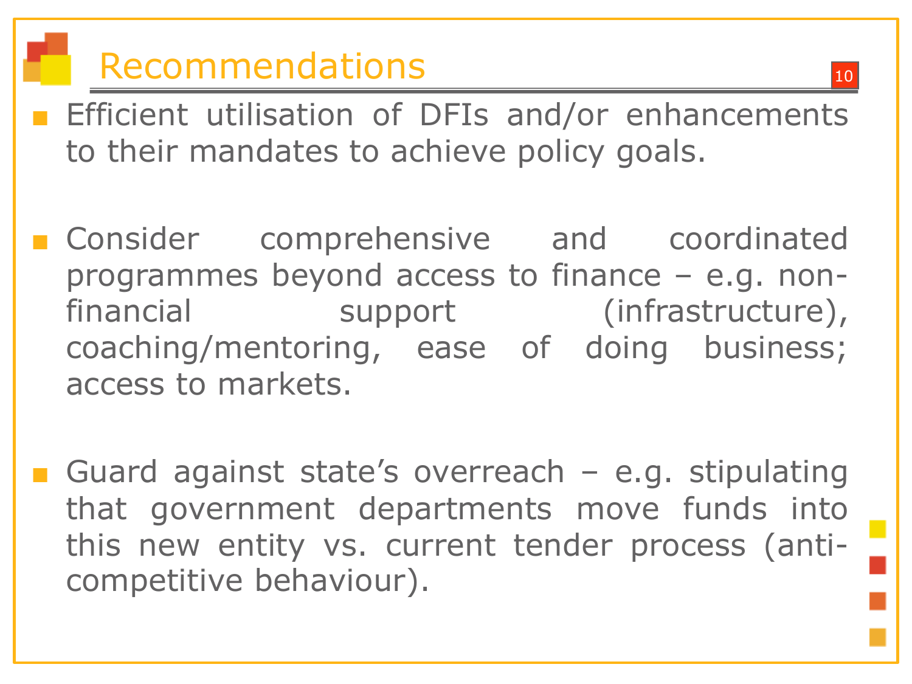# Recommendations

- Efficient utilisation of DFIs and/or enhancements to their mandates to achieve policy goals.

- Consider comprehensive and coordinated programmes beyond access to finance – e.g. non-financial support (infrastructure), coaching/mentoring, ease of doing business; access to markets.

- Guard against state's overreach – e.g. stipulating that government departments move funds into this new entity vs. current tender process (anti-competitive behaviour).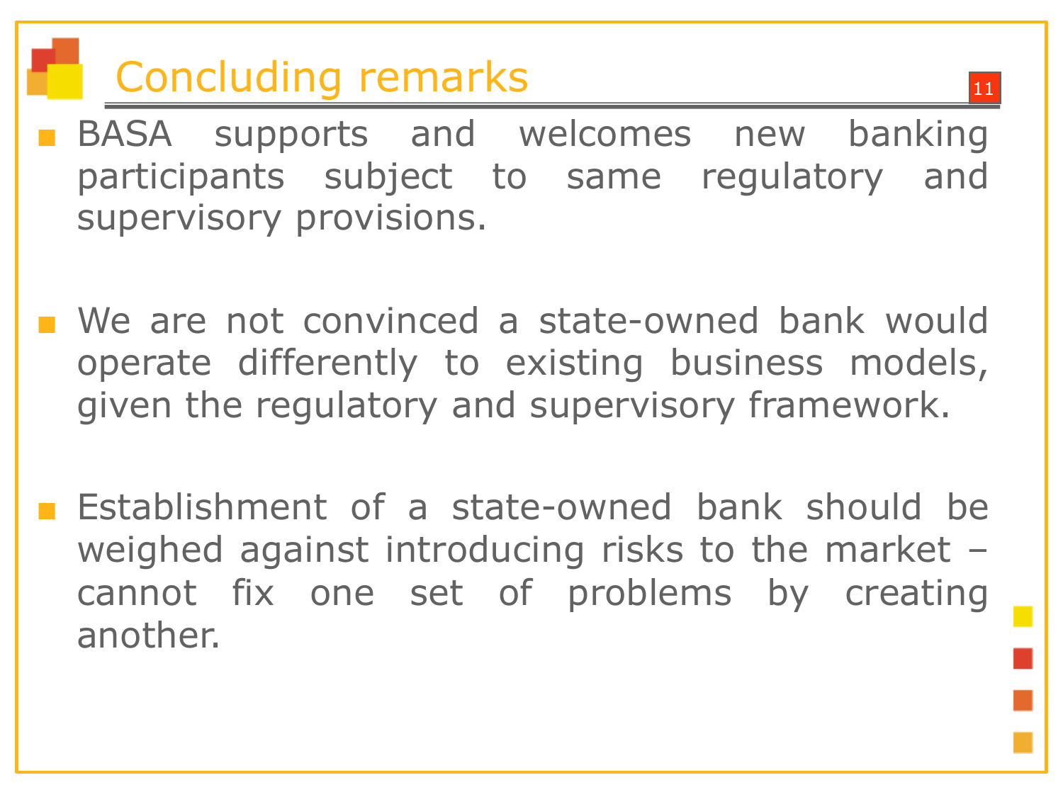# Concluding remarks

- BASA supports and welcomes new banking participants subject to same regulatory and supervisory provisions.

- We are not convinced a state-owned bank would operate differently to existing business models, given the regulatory and supervisory framework.

- Establishment of a state-owned bank should be weighed against introducing risks to the market – cannot fix one set of problems by creating another.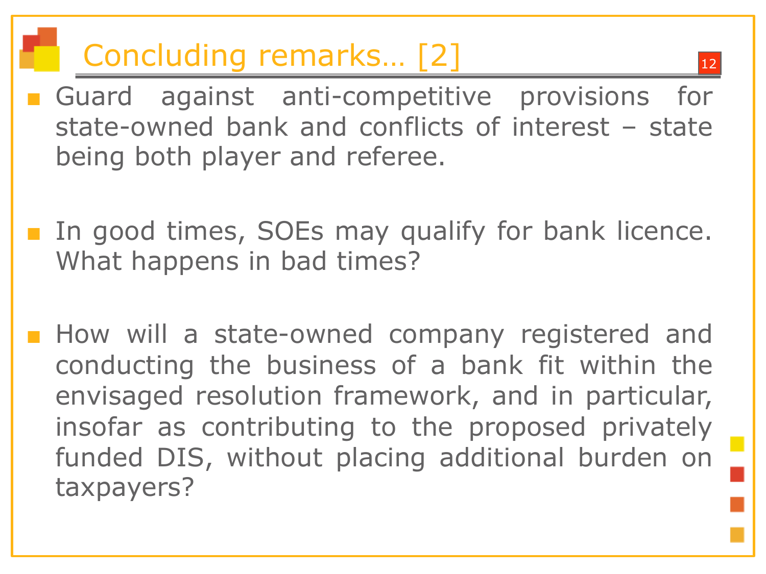# Concluding remarks… [2]

- Guard against anti-competitive provisions for state-owned bank and conflicts of interest – state being both player and referee.

- In good times, SOEs may qualify for bank licence. What happens in bad times?

- How will a state-owned company registered and conducting the business of a bank fit within the envisaged resolution framework, and in particular, insofar as contributing to the proposed privately funded DIS, without placing additional burden on taxpayers?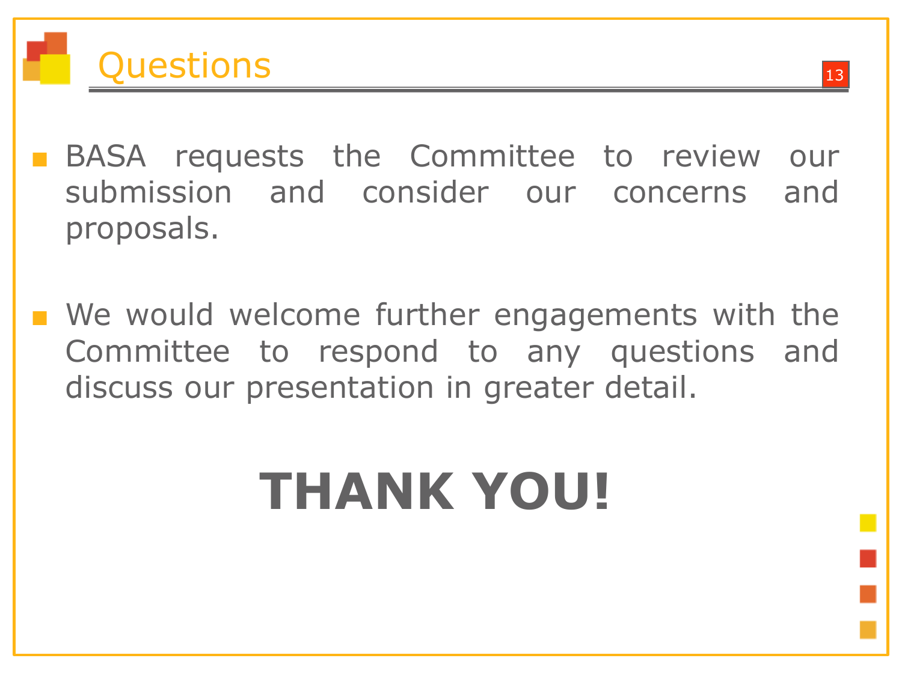# Questions

- BASA requests the Committee to review our submission and consider our concerns and proposals.

- We would welcome further engagements with the Committee to respond to any questions and discuss our presentation in greater detail.

**THANK YOU!**